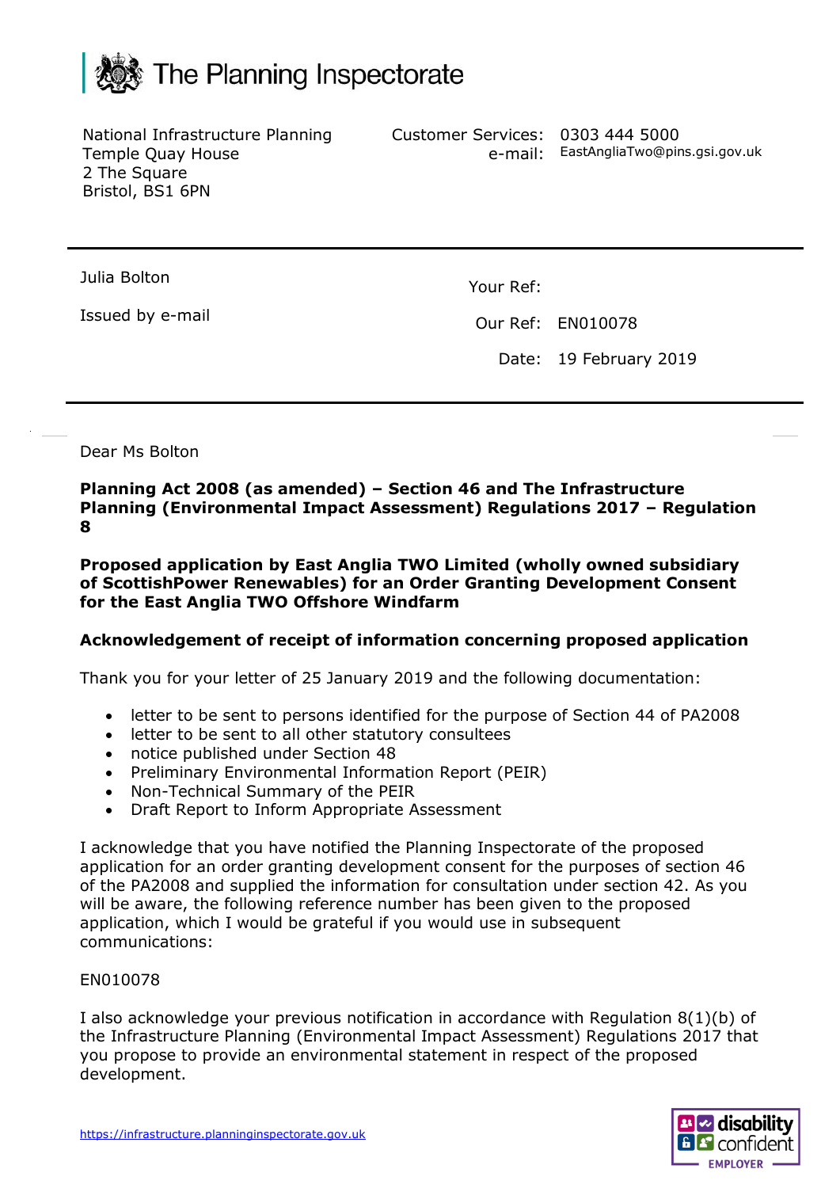The Planning Inspectorate

National Infrastructure Planning
Temple Quay House
2 The Square
Bristol, BS1 6PN

Customer Services: 0303 444 5000
e-mail: EastAngliaTwo@pins.gsi.gov.uk

Julia Bolton

Issued by e-mail

Your Ref:

Our Ref: EN010078

Date: 19 February 2019

Dear Ms Bolton

**Planning Act 2008 (as amended) – Section 46 and The Infrastructure Planning (Environmental Impact Assessment) Regulations 2017 – Regulation 8**

**Proposed application by East Anglia TWO Limited (wholly owned subsidiary of ScottishPower Renewables) for an Order Granting Development Consent for the East Anglia TWO Offshore Windfarm**

**Acknowledgement of receipt of information concerning proposed application**

Thank you for your letter of 25 January 2019 and the following documentation:

- letter to be sent to persons identified for the purpose of Section 44 of PA2008
- letter to be sent to all other statutory consultees
- notice published under Section 48
- Preliminary Environmental Information Report (PEIR)
- Non-Technical Summary of the PEIR
- Draft Report to Inform Appropriate Assessment

I acknowledge that you have notified the Planning Inspectorate of the proposed application for an order granting development consent for the purposes of section 46 of the PA2008 and supplied the information for consultation under section 42. As you will be aware, the following reference number has been given to the proposed application, which I would be grateful if you would use in subsequent communications:

EN010078

I also acknowledge your previous notification in accordance with Regulation 8(1)(b) of the Infrastructure Planning (Environmental Impact Assessment) Regulations 2017 that you propose to provide an environmental statement in respect of the proposed development.

https://infrastructure.planninginspectorate.gov.uk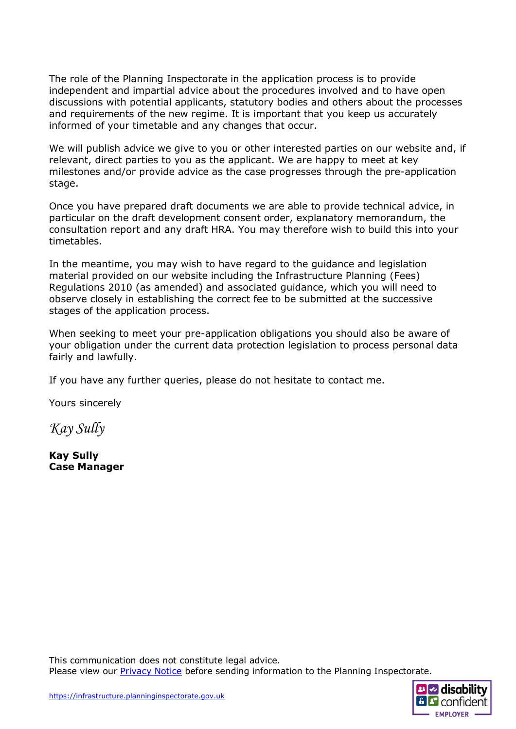The role of the Planning Inspectorate in the application process is to provide independent and impartial advice about the procedures involved and to have open discussions with potential applicants, statutory bodies and others about the processes and requirements of the new regime. It is important that you keep us accurately informed of your timetable and any changes that occur.

We will publish advice we give to you or other interested parties on our website and, if relevant, direct parties to you as the applicant. We are happy to meet at key milestones and/or provide advice as the case progresses through the pre-application stage.

Once you have prepared draft documents we are able to provide technical advice, in particular on the draft development consent order, explanatory memorandum, the consultation report and any draft HRA. You may therefore wish to build this into your timetables.

In the meantime, you may wish to have regard to the guidance and legislation material provided on our website including the Infrastructure Planning (Fees) Regulations 2010 (as amended) and associated guidance, which you will need to observe closely in establishing the correct fee to be submitted at the successive stages of the application process.

When seeking to meet your pre-application obligations you should also be aware of your obligation under the current data protection legislation to process personal data fairly and lawfully.

If you have any further queries, please do not hesitate to contact me.

Yours sincerely

*Kay Sully*

**Kay Sully**
**Case Manager**

This communication does not constitute legal advice.
Please view our [Privacy Notice] before sending information to the Planning Inspectorate.

https://infrastructure.planninginspectorate.gov.uk